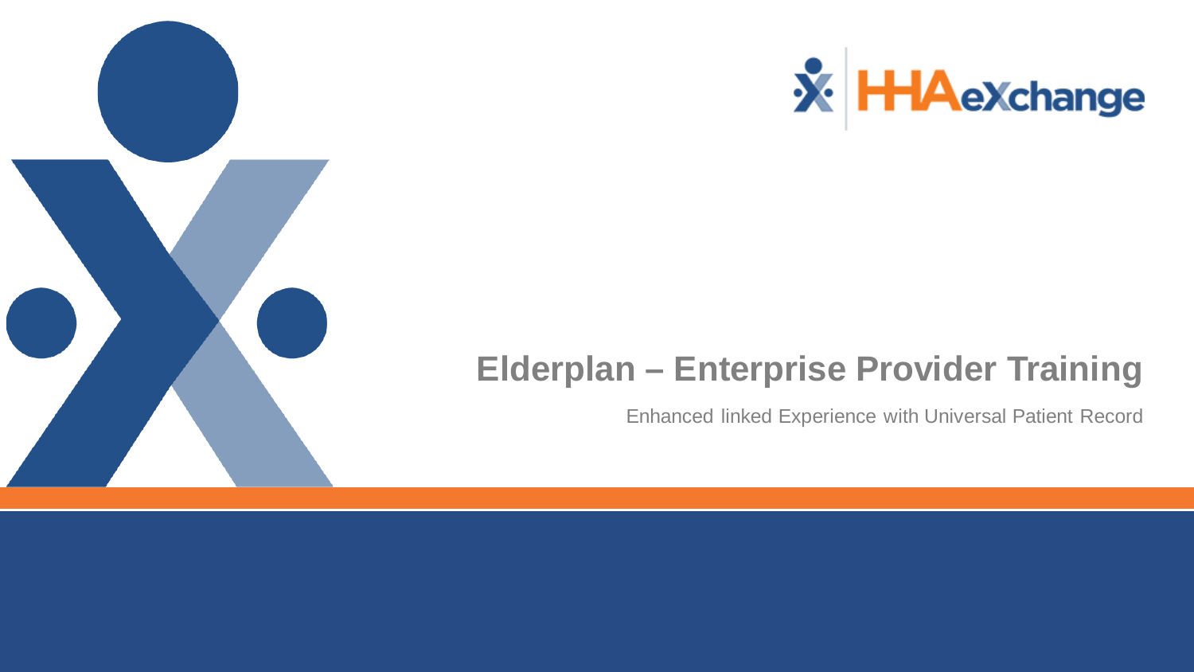# Elderplan – Enterprise Provider Training

Enhanced linked Experience with Universal Patient Record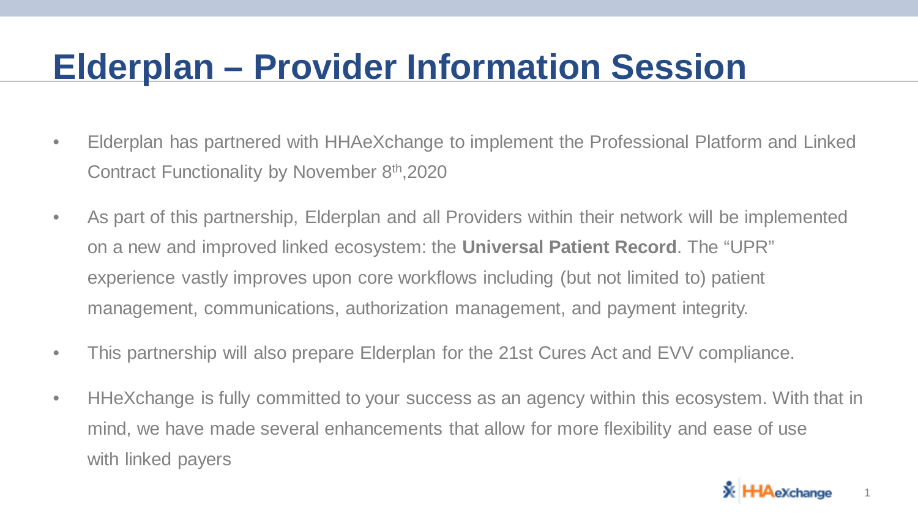# Elderplan – Provider Information Session

- Elderplan has partnered with HHAeXchange to implement the Professional Platform and Linked Contract Functionality by November 8th,2020
- As part of this partnership, Elderplan and all Providers within their network will be implemented on a new and improved linked ecosystem: the **Universal Patient Record**. The "UPR" experience vastly improves upon core workflows including (but not limited to) patient management, communications, authorization management, and payment integrity.
- This partnership will also prepare Elderplan for the 21st Cures Act and EVV compliance.
- HHeXchange is fully committed to your success as an agency within this ecosystem. With that in mind, we have made several enhancements that allow for more flexibility and ease of use with linked payers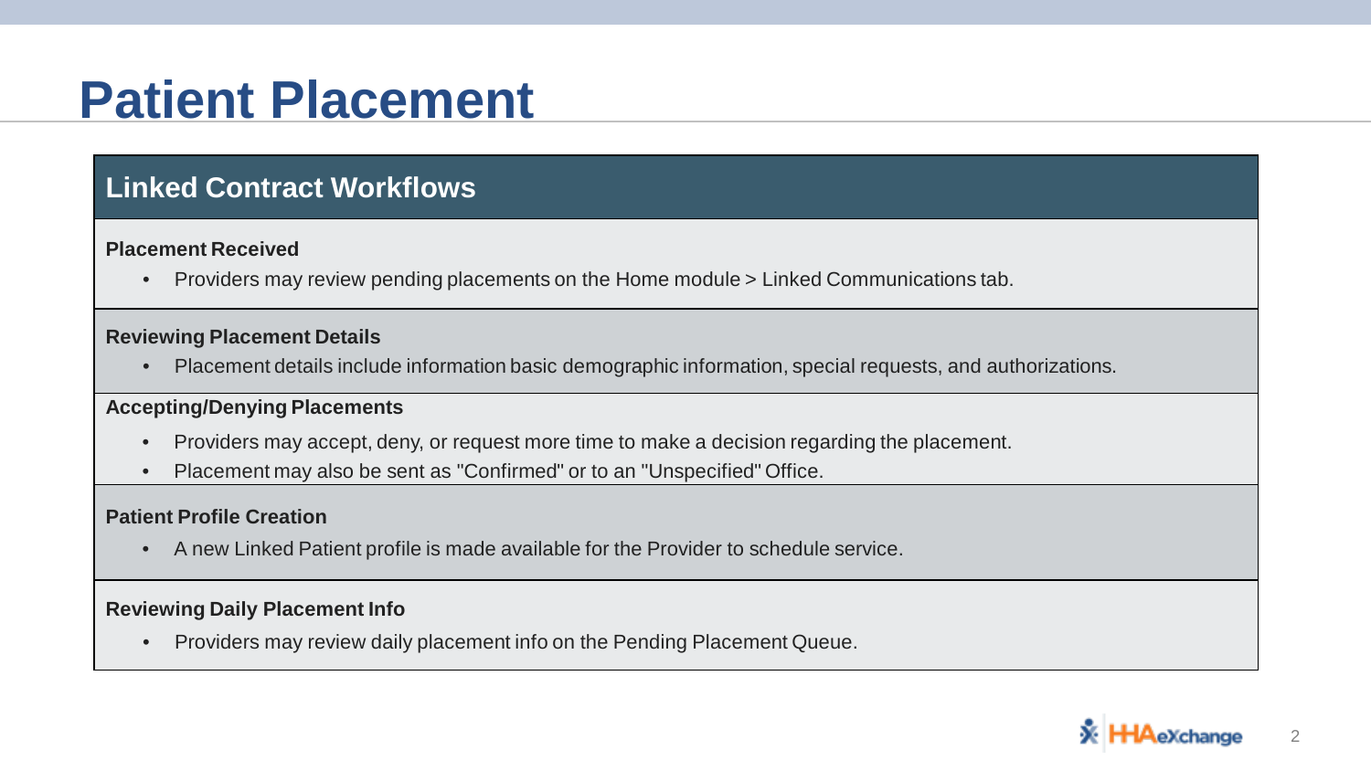# Patient Placement

## Linked Contract Workflows

**Placement Received**

- Providers may review pending placements on the Home module > Linked Communications tab.

**Reviewing Placement Details**

- Placement details include information basic demographic information, special requests, and authorizations.

**Accepting/Denying Placements**

- Providers may accept, deny, or request more time to make a decision regarding the placement.
- Placement may also be sent as "Confirmed" or to an "Unspecified" Office.

**Patient Profile Creation**

- A new Linked Patient profile is made available for the Provider to schedule service.

**Reviewing Daily Placement Info**

- Providers may review daily placement info on the Pending Placement Queue.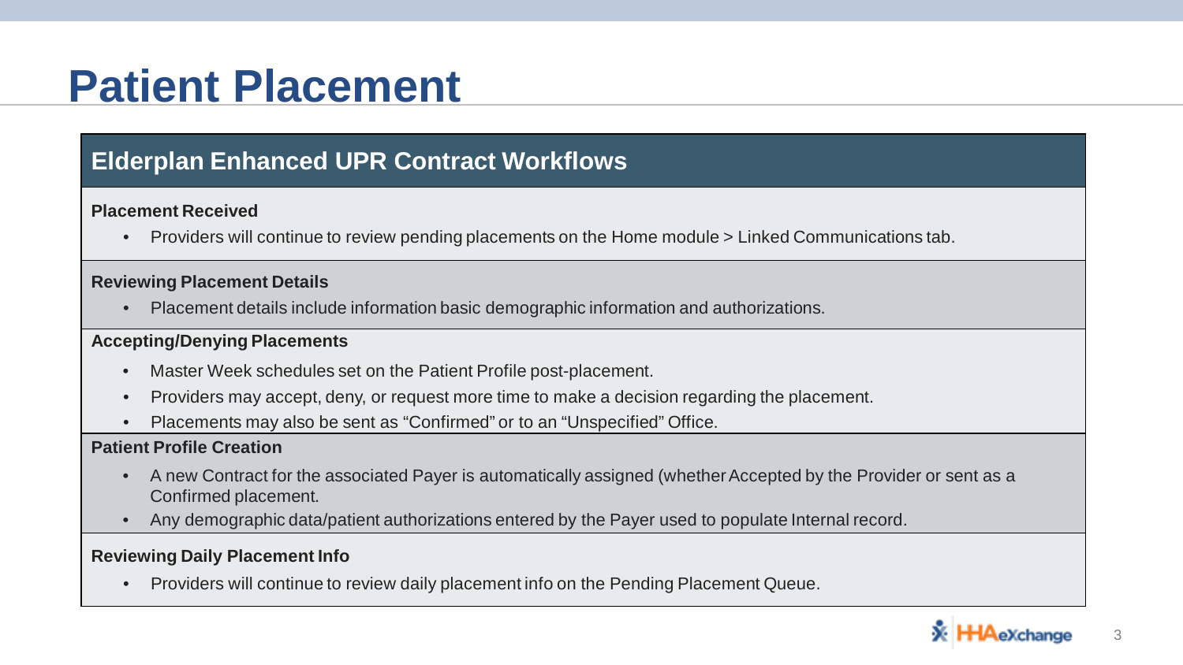# Patient Placement

## Elderplan Enhanced UPR Contract Workflows

**Placement Received**

- Providers will continue to review pending placements on the Home module > Linked Communications tab.

**Reviewing Placement Details**

- Placement details include information basic demographic information and authorizations.

**Accepting/Denying Placements**

- Master Week schedules set on the Patient Profile post-placement.
- Providers may accept, deny, or request more time to make a decision regarding the placement.
- Placements may also be sent as “Confirmed” or to an “Unspecified” Office.

**Patient Profile Creation**

- A new Contract for the associated Payer is automatically assigned (whether Accepted by the Provider or sent as a Confirmed placement.
- Any demographic data/patient authorizations entered by the Payer used to populate Internal record.

**Reviewing Daily Placement Info**

- Providers will continue to review daily placement info on the Pending Placement Queue.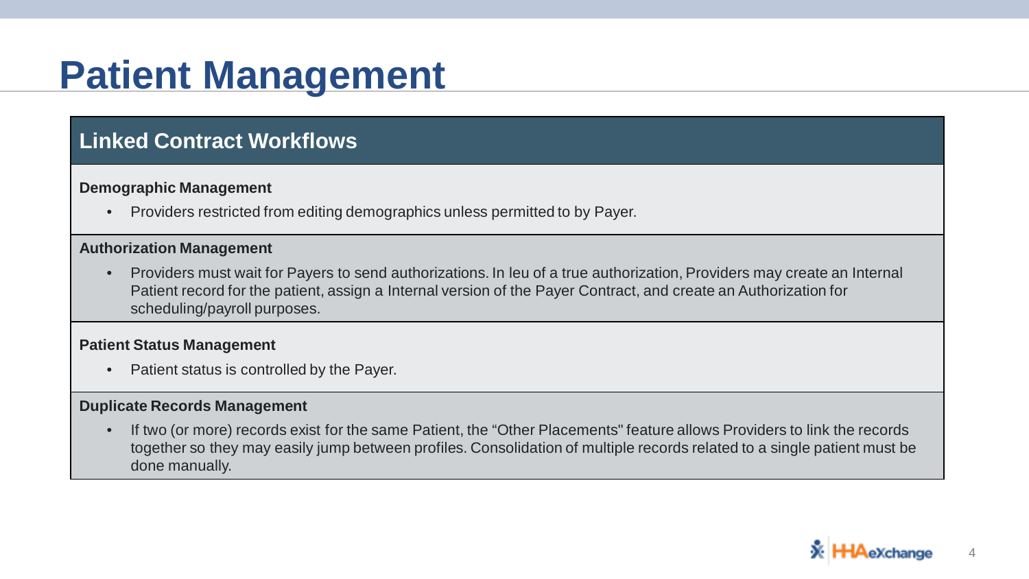# Patient Management

## Linked Contract Workflows

**Demographic Management**

- Providers restricted from editing demographics unless permitted to by Payer.

**Authorization Management**

- Providers must wait for Payers to send authorizations. In leu of a true authorization, Providers may create an Internal Patient record for the patient, assign a Internal version of the Payer Contract, and create an Authorization for scheduling/payroll purposes.

**Patient Status Management**

- Patient status is controlled by the Payer.

**Duplicate Records Management**

- If two (or more) records exist for the same Patient, the "Other Placements" feature allows Providers to link the records together so they may easily jump between profiles. Consolidation of multiple records related to a single patient must be done manually.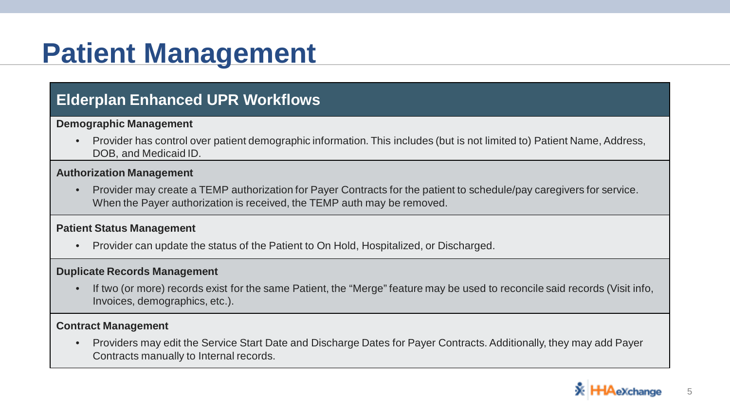# Patient Management

## Elderplan Enhanced UPR Workflows

**Demographic Management**

- Provider has control over patient demographic information. This includes (but is not limited to) Patient Name, Address, DOB, and Medicaid ID.

**Authorization Management**

- Provider may create a TEMP authorization for Payer Contracts for the patient to schedule/pay caregivers for service. When the Payer authorization is received, the TEMP auth may be removed.

**Patient Status Management**

- Provider can update the status of the Patient to On Hold, Hospitalized, or Discharged.

**Duplicate Records Management**

- If two (or more) records exist for the same Patient, the "Merge" feature may be used to reconcile said records (Visit info, Invoices, demographics, etc.).

**Contract Management**

- Providers may edit the Service Start Date and Discharge Dates for Payer Contracts. Additionally, they may add Payer Contracts manually to Internal records.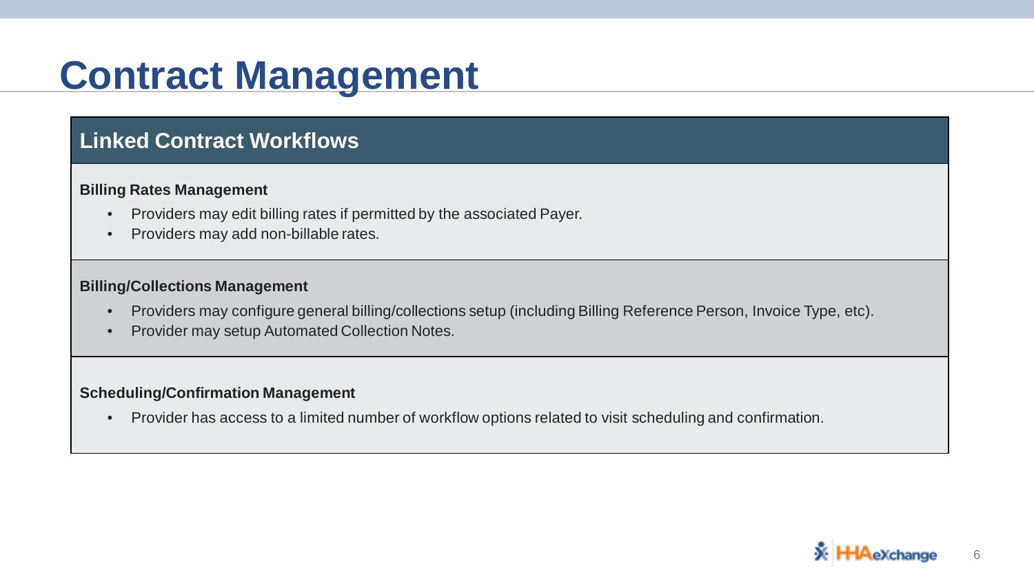# Contract Management

## Linked Contract Workflows

**Billing Rates Management**

- Providers may edit billing rates if permitted by the associated Payer.
- Providers may add non-billable rates.

**Billing/Collections Management**

- Providers may configure general billing/collections setup (including Billing Reference Person, Invoice Type, etc).
- Provider may setup Automated Collection Notes.

**Scheduling/Confirmation Management**

- Provider has access to a limited number of workflow options related to visit scheduling and confirmation.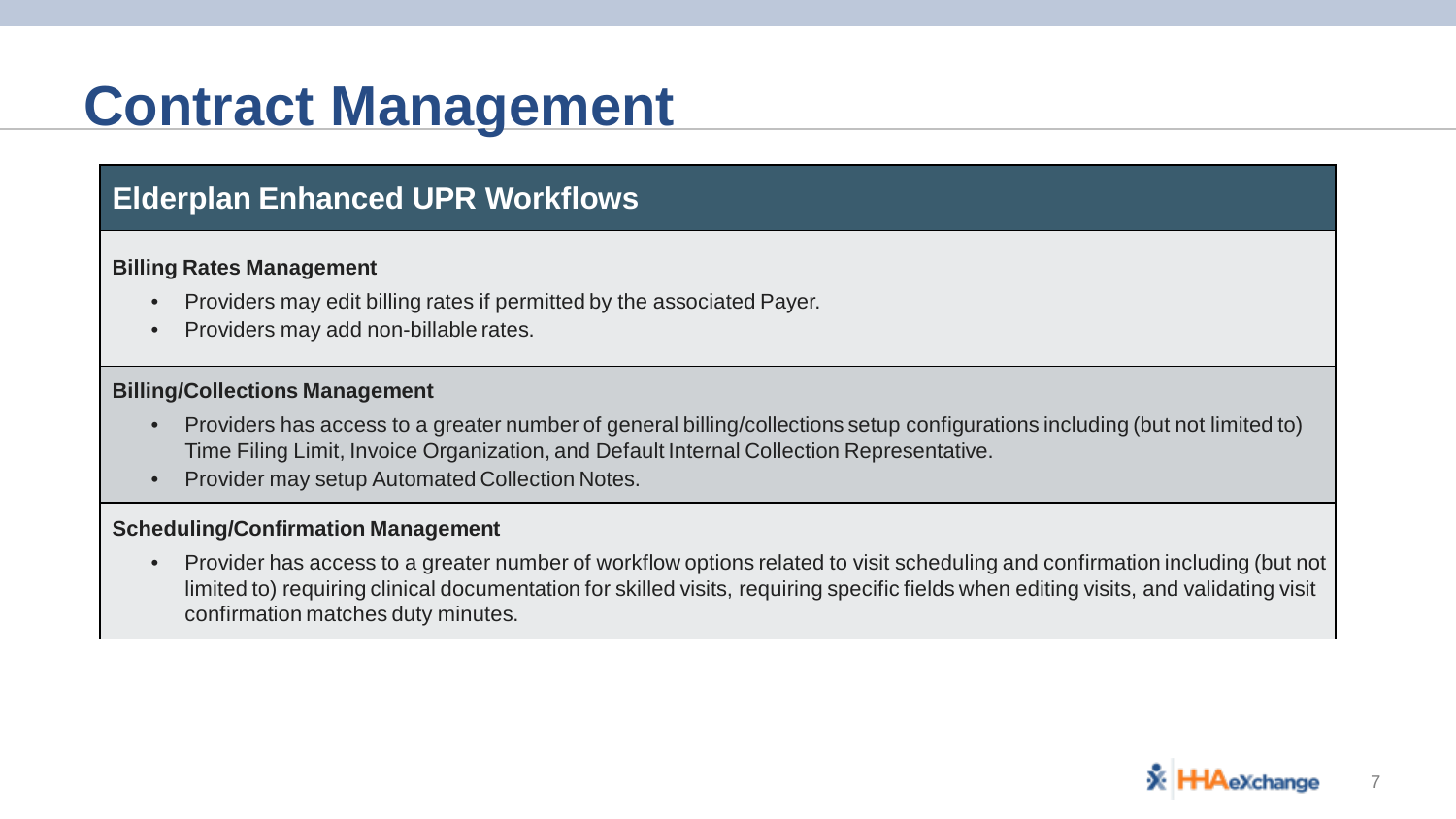# Contract Management

## Elderplan Enhanced UPR Workflows

**Billing Rates Management**

- Providers may edit billing rates if permitted by the associated Payer.
- Providers may add non-billable rates.

**Billing/Collections Management**

- Providers has access to a greater number of general billing/collections setup configurations including (but not limited to) Time Filing Limit, Invoice Organization, and Default Internal Collection Representative.
- Provider may setup Automated Collection Notes.

**Scheduling/Confirmation Management**

- Provider has access to a greater number of workflow options related to visit scheduling and confirmation including (but not limited to) requiring clinical documentation for skilled visits, requiring specific fields when editing visits, and validating visit confirmation matches duty minutes.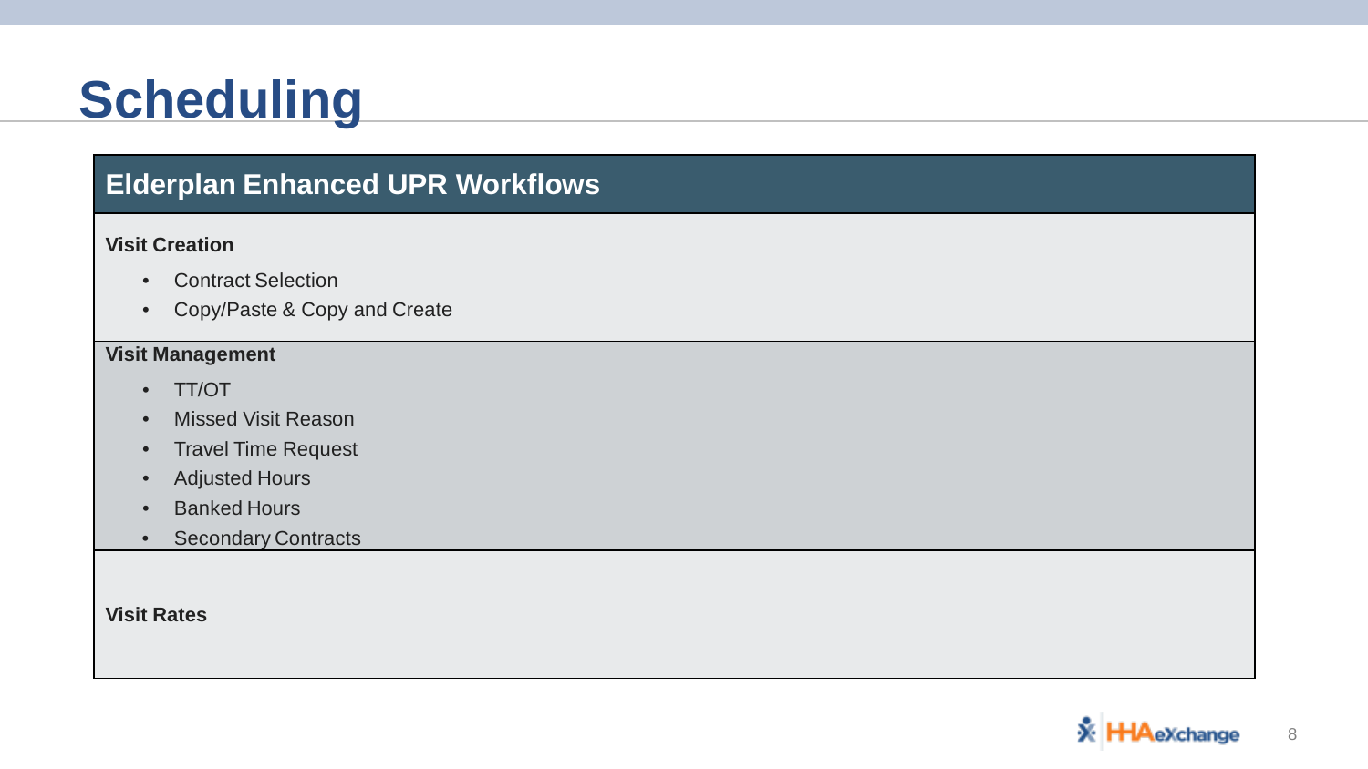# Scheduling

## Elderplan Enhanced UPR Workflows

**Visit Creation**

- Contract Selection
- Copy/Paste & Copy and Create

**Visit Management**

- TT/OT
- Missed Visit Reason
- Travel Time Request
- Adjusted Hours
- Banked Hours
- Secondary Contracts

**Visit Rates**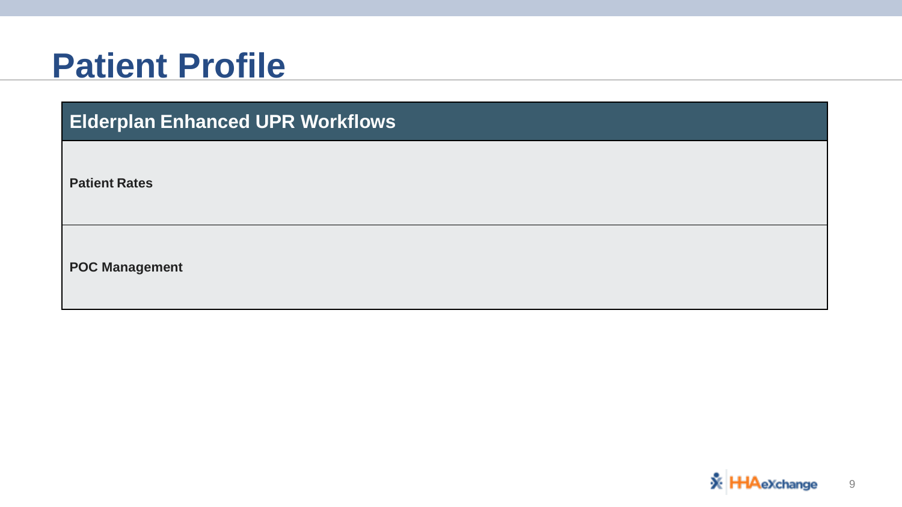# Patient Profile

| Elderplan Enhanced UPR Workflows |
| --- |
| **Patient Rates** |
| **POC Management** |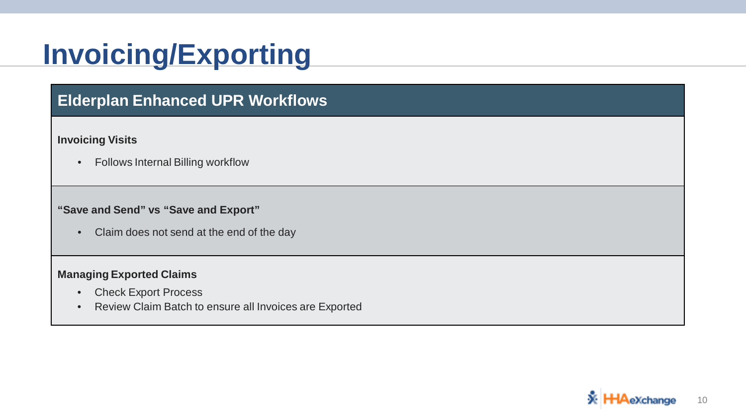# Invoicing/Exporting

## Elderplan Enhanced UPR Workflows

**Invoicing Visits**

- Follows Internal Billing workflow

**“Save and Send” vs “Save and Export”**

- Claim does not send at the end of the day

**Managing Exported Claims**

- Check Export Process
- Review Claim Batch to ensure all Invoices are Exported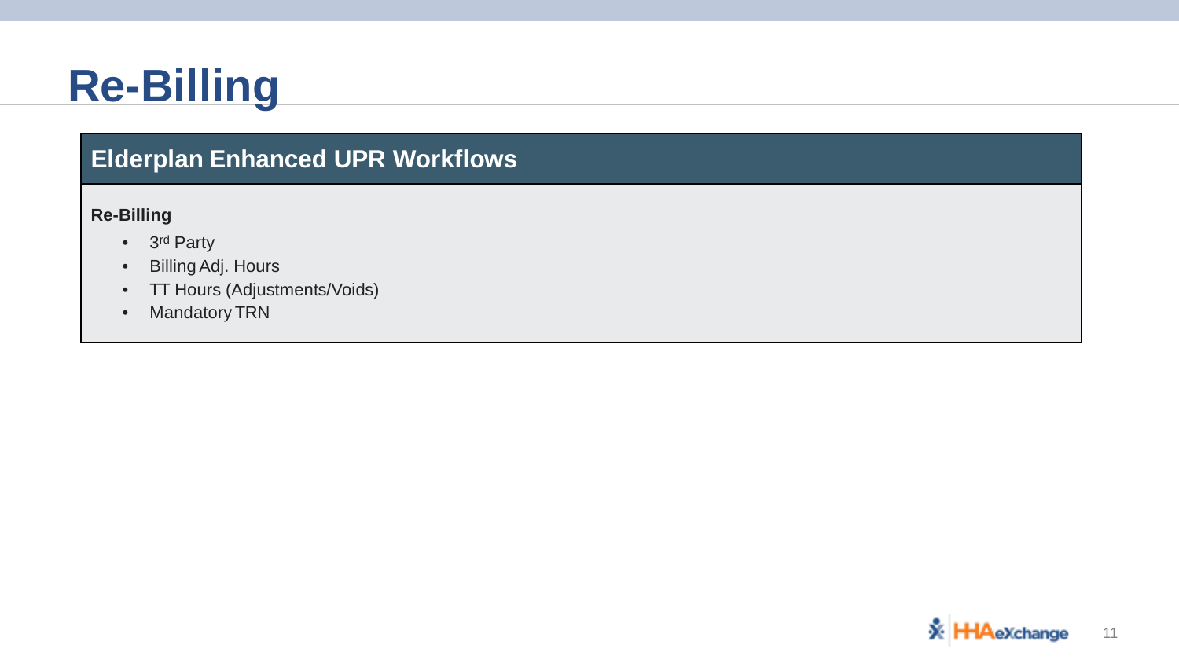# Re-Billing

## Elderplan Enhanced UPR Workflows

**Re-Billing**

- 3rd Party
- Billing Adj. Hours
- TT Hours (Adjustments/Voids)
- Mandatory TRN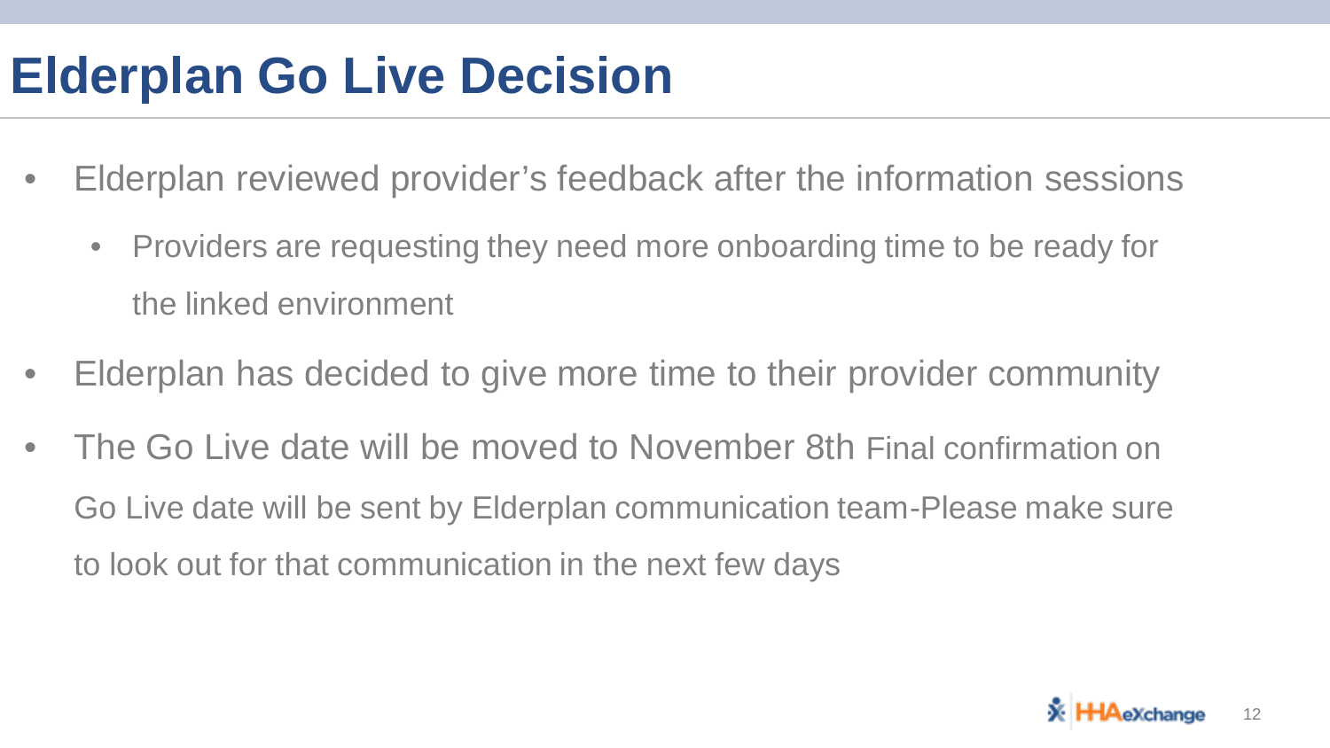# Elderplan Go Live Decision

- Elderplan reviewed provider's feedback after the information sessions
  - Providers are requesting they need more onboarding time to be ready for the linked environment
- Elderplan has decided to give more time to their provider community
- The Go Live date will be moved to November 8th Final confirmation on Go Live date will be sent by Elderplan communication team-Please make sure to look out for that communication in the next few days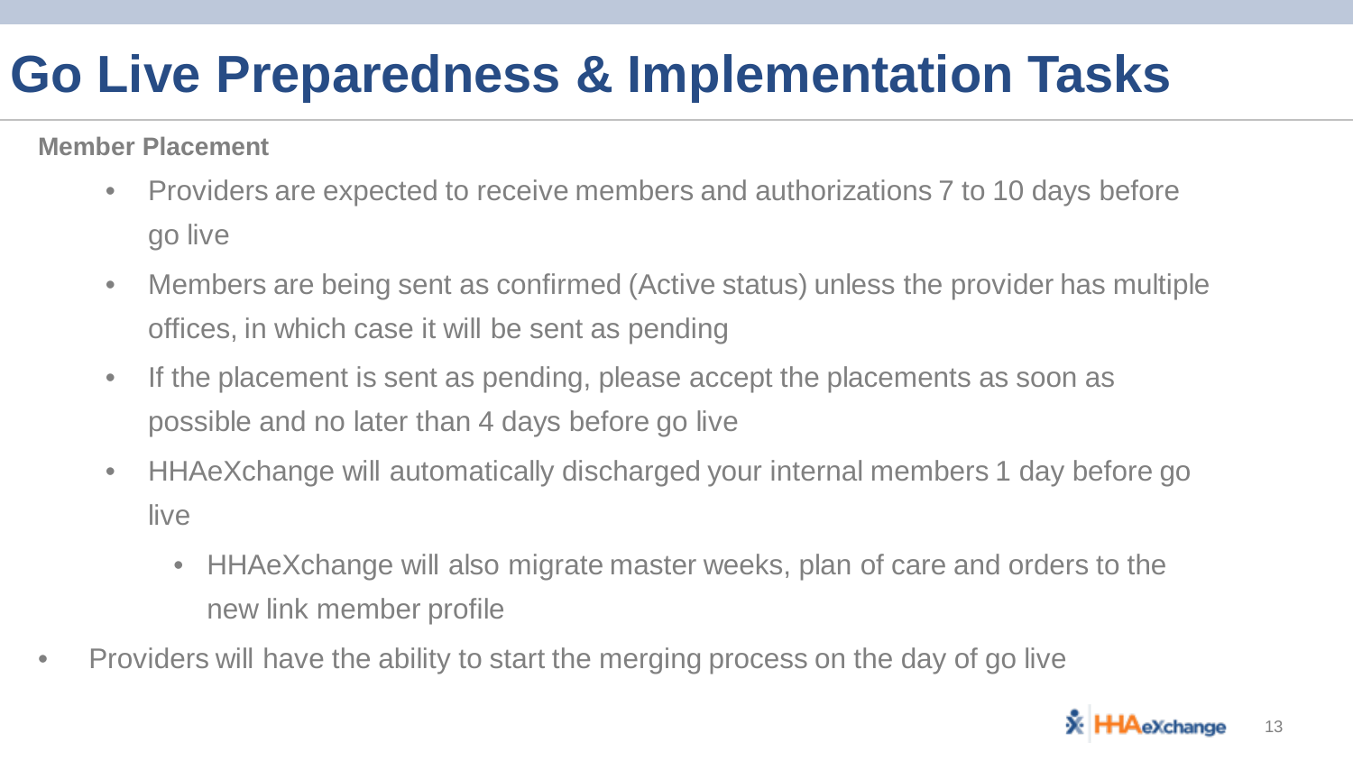# Go Live Preparedness & Implementation Tasks

**Member Placement**

- Providers are expected to receive members and authorizations 7 to 10 days before go live
- Members are being sent as confirmed (Active status) unless the provider has multiple offices, in which case it will be sent as pending
- If the placement is sent as pending, please accept the placements as soon as possible and no later than 4 days before go live
- HHAeXchange will automatically discharged your internal members 1 day before go live
    - HHAeXchange will also migrate master weeks, plan of care and orders to the new link member profile

- Providers will have the ability to start the merging process on the day of go live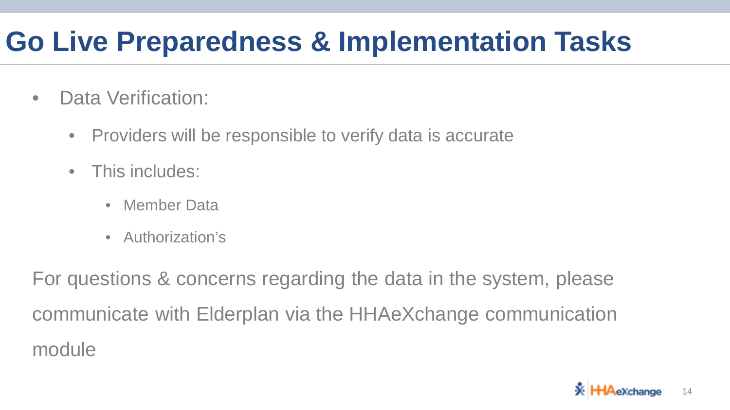# Go Live Preparedness & Implementation Tasks

- Data Verification:
  - Providers will be responsible to verify data is accurate
  - This includes:
    - Member Data
    - Authorization's

For questions & concerns regarding the data in the system, please communicate with Elderplan via the HHAeXchange communication module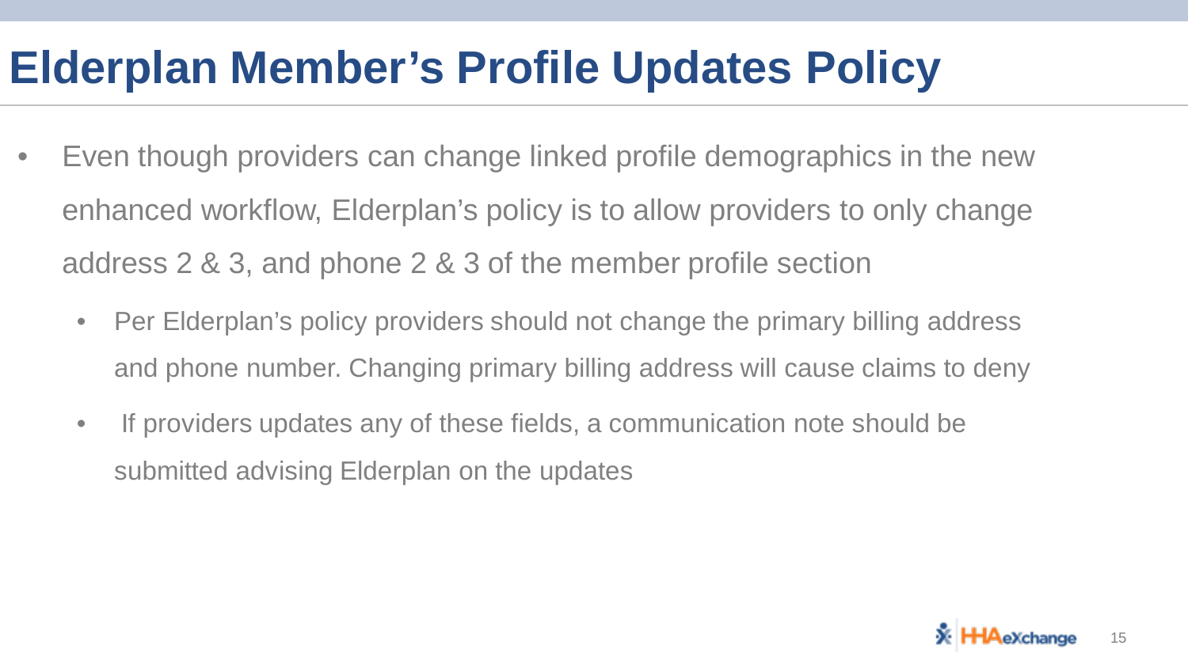# Elderplan Member's Profile Updates Policy

- Even though providers can change linked profile demographics in the new enhanced workflow, Elderplan's policy is to allow providers to only change address 2 & 3, and phone 2 & 3 of the member profile section
  - Per Elderplan's policy providers should not change the primary billing address and phone number. Changing primary billing address will cause claims to deny
  - If providers updates any of these fields, a communication note should be submitted advising Elderplan on the updates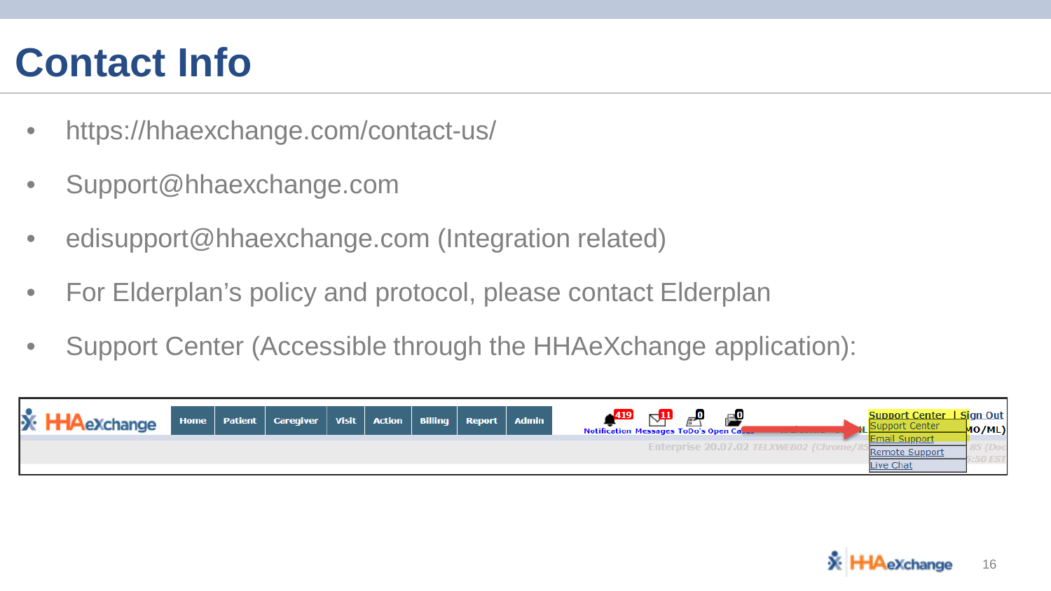# Contact Info

- https://hhaexchange.com/contact-us/
- Support@hhaexchange.com
- edisupport@hhaexchange.com (Integration related)
- For Elderplan's policy and protocol, please contact Elderplan
- Support Center (Accessible through the HHAeXchange application):